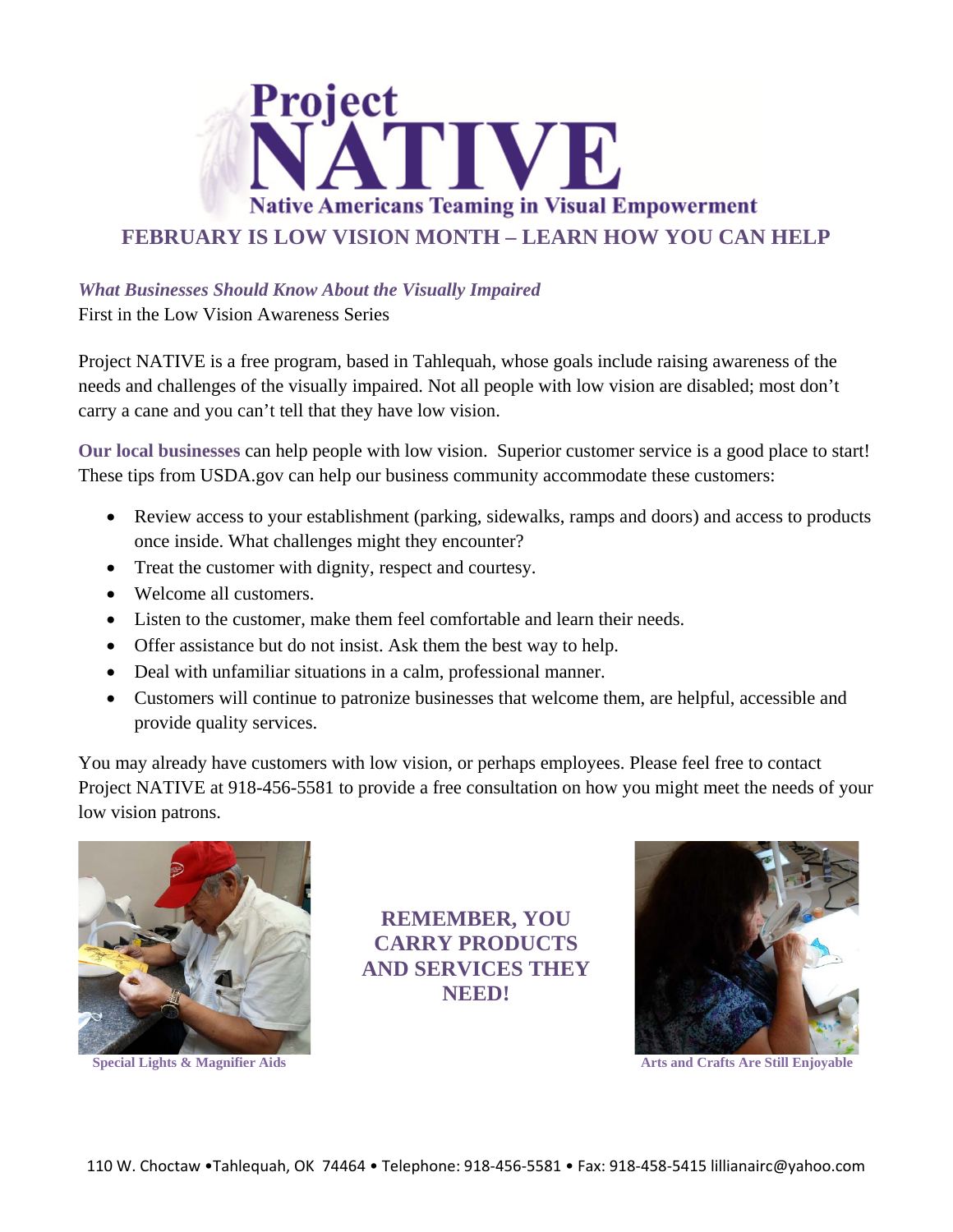# Project NATIVE

## Native Americans Teaming in Visual Empowerment

## FEBRUARY IS LOW VISION MONTH – LEARN HOW YOU CAN HELP

***What Businesses Should Know About the Visually Impaired***

First in the Low Vision Awareness Series

Project NATIVE is a free program, based in Tahlequah, whose goals include raising awareness of the needs and challenges of the visually impaired. Not all people with low vision are disabled; most don't carry a cane and you can't tell that they have low vision.

**Our local businesses** can help people with low vision. Superior customer service is a good place to start! These tips from USDA.gov can help our business community accommodate these customers:

- Review access to your establishment (parking, sidewalks, ramps and doors) and access to products once inside. What challenges might they encounter?
- Treat the customer with dignity, respect and courtesy.
- Welcome all customers.
- Listen to the customer, make them feel comfortable and learn their needs.
- Offer assistance but do not insist. Ask them the best way to help.
- Deal with unfamiliar situations in a calm, professional manner.
- Customers will continue to patronize businesses that welcome them, are helpful, accessible and provide quality services.

You may already have customers with low vision, or perhaps employees. Please feel free to contact Project NATIVE at 918-456-5581 to provide a free consultation on how you might meet the needs of your low vision patrons.

**Special Lights & Magnifier Aids**

**REMEMBER, YOU CARRY PRODUCTS AND SERVICES THEY NEED!**

**Arts and Crafts Are Still Enjoyable**

110 W. Choctaw •Tahlequah, OK 74464 • Telephone: 918-456-5581 • Fax: 918-458-5415 lillianairc@yahoo.com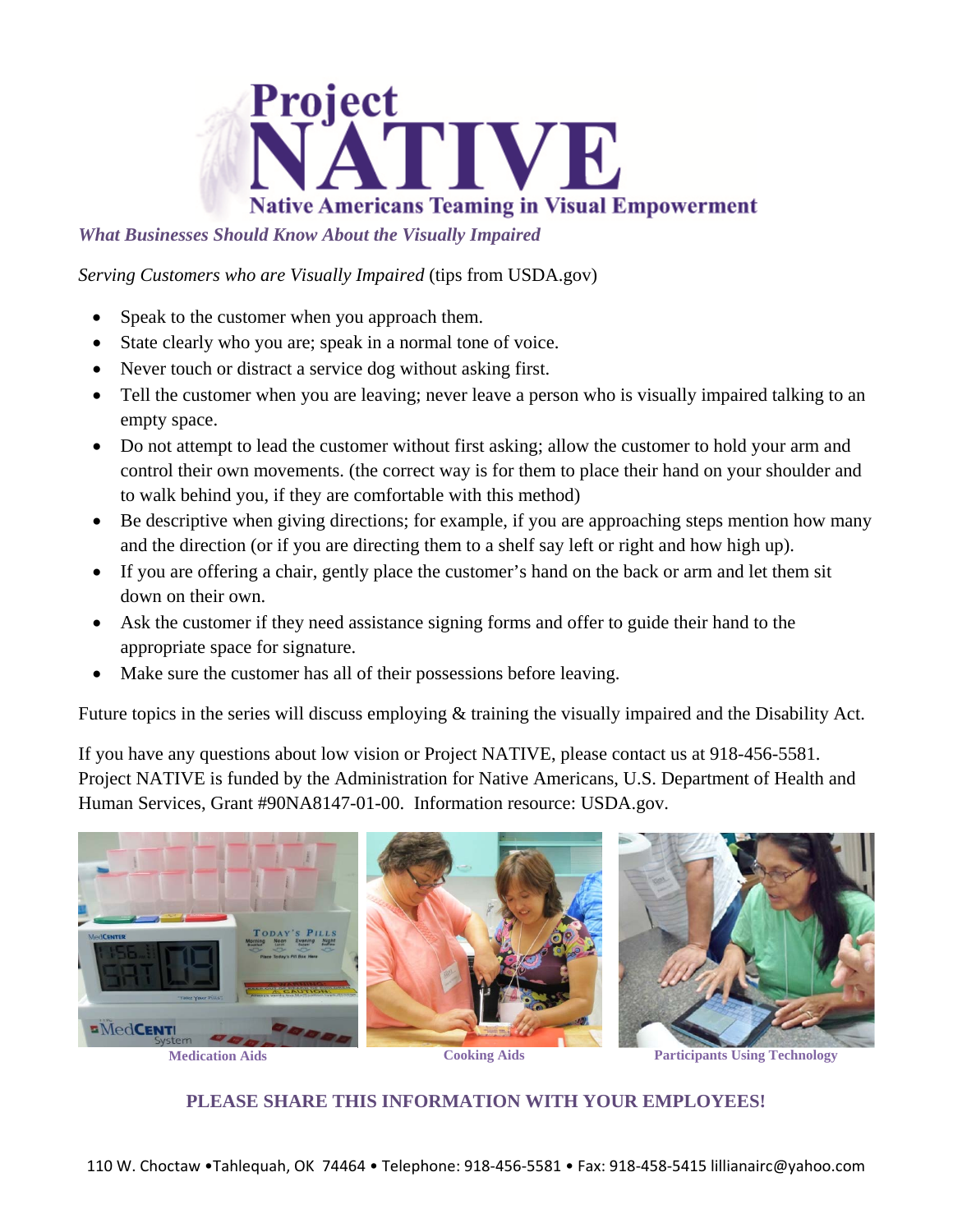# Project NATIVE

**Native Americans Teaming in Visual Empowerment**

## *What Businesses Should Know About the Visually Impaired*

*Serving Customers who are Visually Impaired* (tips from USDA.gov)

- Speak to the customer when you approach them.
- State clearly who you are; speak in a normal tone of voice.
- Never touch or distract a service dog without asking first.
- Tell the customer when you are leaving; never leave a person who is visually impaired talking to an empty space.
- Do not attempt to lead the customer without first asking; allow the customer to hold your arm and control their own movements. (the correct way is for them to place their hand on your shoulder and to walk behind you, if they are comfortable with this method)
- Be descriptive when giving directions; for example, if you are approaching steps mention how many and the direction (or if you are directing them to a shelf say left or right and how high up).
- If you are offering a chair, gently place the customer's hand on the back or arm and let them sit down on their own.
- Ask the customer if they need assistance signing forms and offer to guide their hand to the appropriate space for signature.
- Make sure the customer has all of their possessions before leaving.

Future topics in the series will discuss employing & training the visually impaired and the Disability Act.

If you have any questions about low vision or Project NATIVE, please contact us at 918-456-5581. Project NATIVE is funded by the Administration for Native Americans, U.S. Department of Health and Human Services, Grant #90NA8147-01-00. Information resource: USDA.gov.

Medication Aids

Cooking Aids

Participants Using Technology

**PLEASE SHARE THIS INFORMATION WITH YOUR EMPLOYEES!**

110 W. Choctaw •Tahlequah, OK 74464 • Telephone: 918-456-5581 • Fax: 918-458-5415 lillianairc@yahoo.com